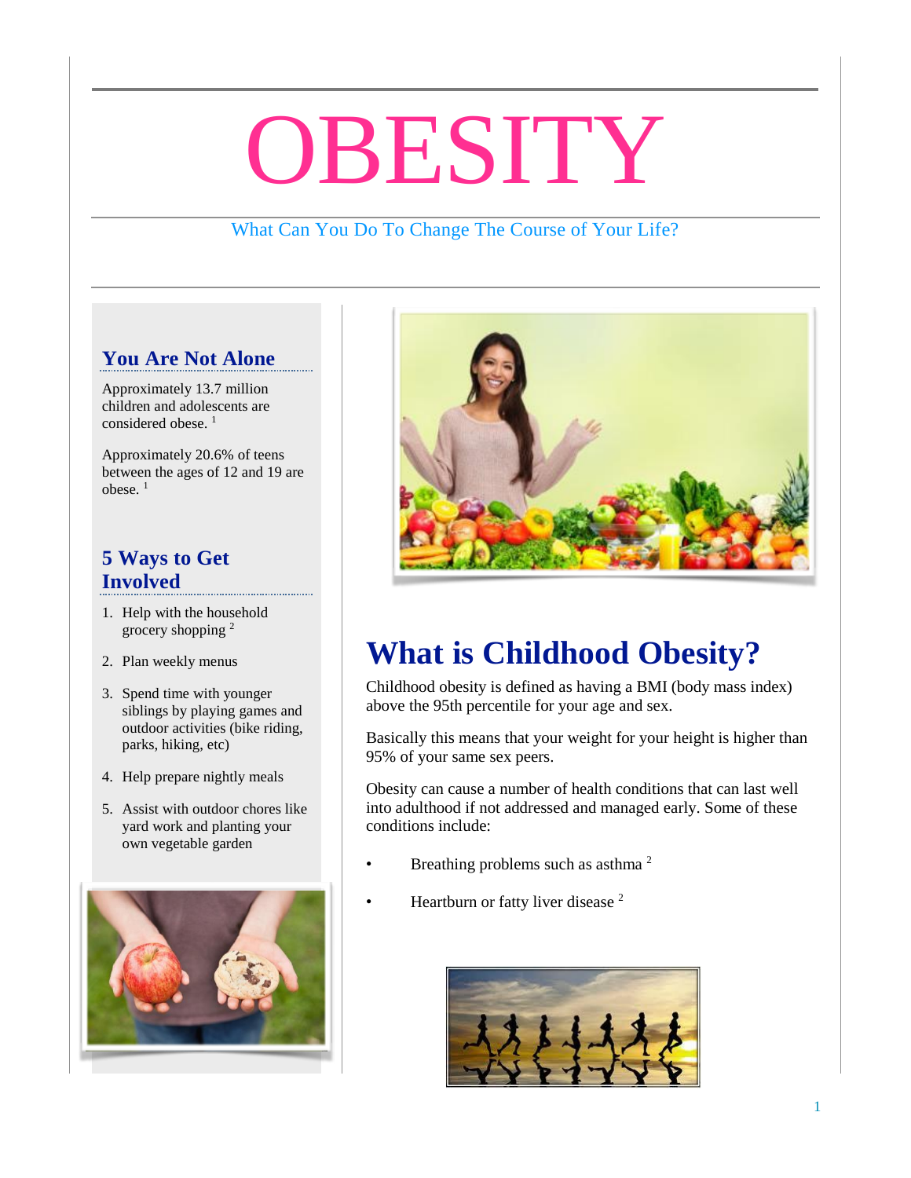# OBESITY

What Can You Do To Change The Course of Your Life?

## You Are Not Alone

Approximately 13.7 million children and adolescents are considered obese. [1]

Approximately 20.6% of teens between the ages of 12 and 19 are obese. [1]

## 5 Ways to Get Involved

1. Help with the household grocery shopping [2]
2. Plan weekly menus
3. Spend time with younger siblings by playing games and outdoor activities (bike riding, parks, hiking, etc)
4. Help prepare nightly meals
5. Assist with outdoor chores like yard work and planting your own vegetable garden

# What is Childhood Obesity?

Childhood obesity is defined as having a BMI (body mass index) above the 95th percentile for your age and sex.

Basically this means that your weight for your height is higher than 95% of your same sex peers.

Obesity can cause a number of health conditions that can last well into adulthood if not addressed and managed early. Some of these conditions include:

- Breathing problems such as asthma [2]
- Heartburn or fatty liver disease [2]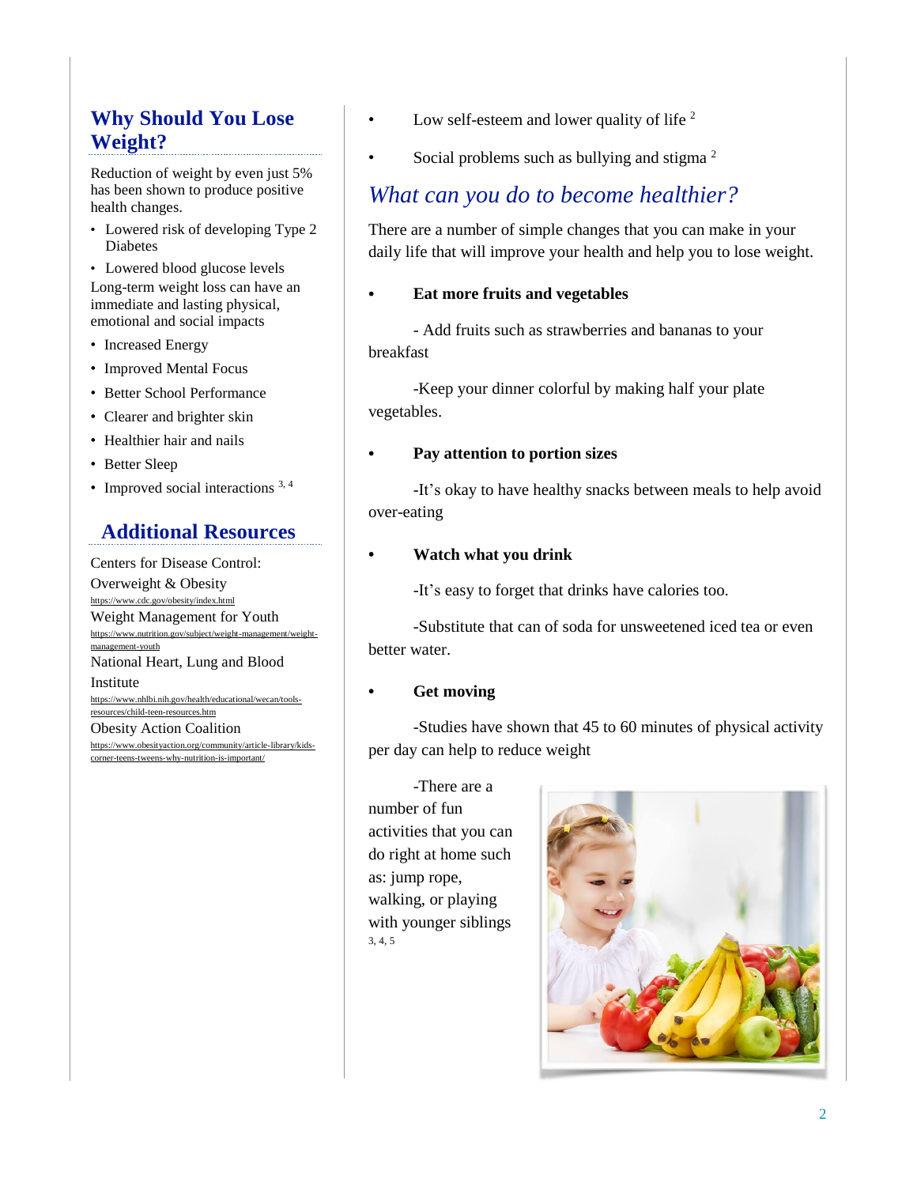## Why Should You Lose Weight?

Reduction of weight by even just 5% has been shown to produce positive health changes.

- Lowered risk of developing Type 2 Diabetes
- Lowered blood glucose levels

Long-term weight loss can have an immediate and lasting physical, emotional and social impacts

- Increased Energy
- Improved Mental Focus
- Better School Performance
- Clearer and brighter skin
- Healthier hair and nails
- Better Sleep
- Improved social interactions [3, 4]

## Additional Resources

Centers for Disease Control: Overweight & Obesity
https://www.cdc.gov/obesity/index.html

Weight Management for Youth
https://www.nutrition.gov/subject/weight-management/weight-management-youth

National Heart, Lung and Blood Institute
https://www.nhlbi.nih.gov/health/educational/wecan/tools-resources/child-teen-resources.htm

Obesity Action Coalition
https://www.obesityaction.org/community/article-library/kids-corner-teens-tweens-why-nutrition-is-important/

- Low self-esteem and lower quality of life [2]
- Social problems such as bullying and stigma [2]

## *What can you do to become healthier?*

There are a number of simple changes that you can make in your daily life that will improve your health and help you to lose weight.

- **Eat more fruits and vegetables**

- Add fruits such as strawberries and bananas to your breakfast

-Keep your dinner colorful by making half your plate vegetables.

- **Pay attention to portion sizes**

-It's okay to have healthy snacks between meals to help avoid over-eating

- **Watch what you drink**

-It's easy to forget that drinks have calories too.

-Substitute that can of soda for unsweetened iced tea or even better water.

- **Get moving**

-Studies have shown that 45 to 60 minutes of physical activity per day can help to reduce weight

-There are a number of fun activities that you can do right at home such as: jump rope, walking, or playing with younger siblings [3, 4, 5]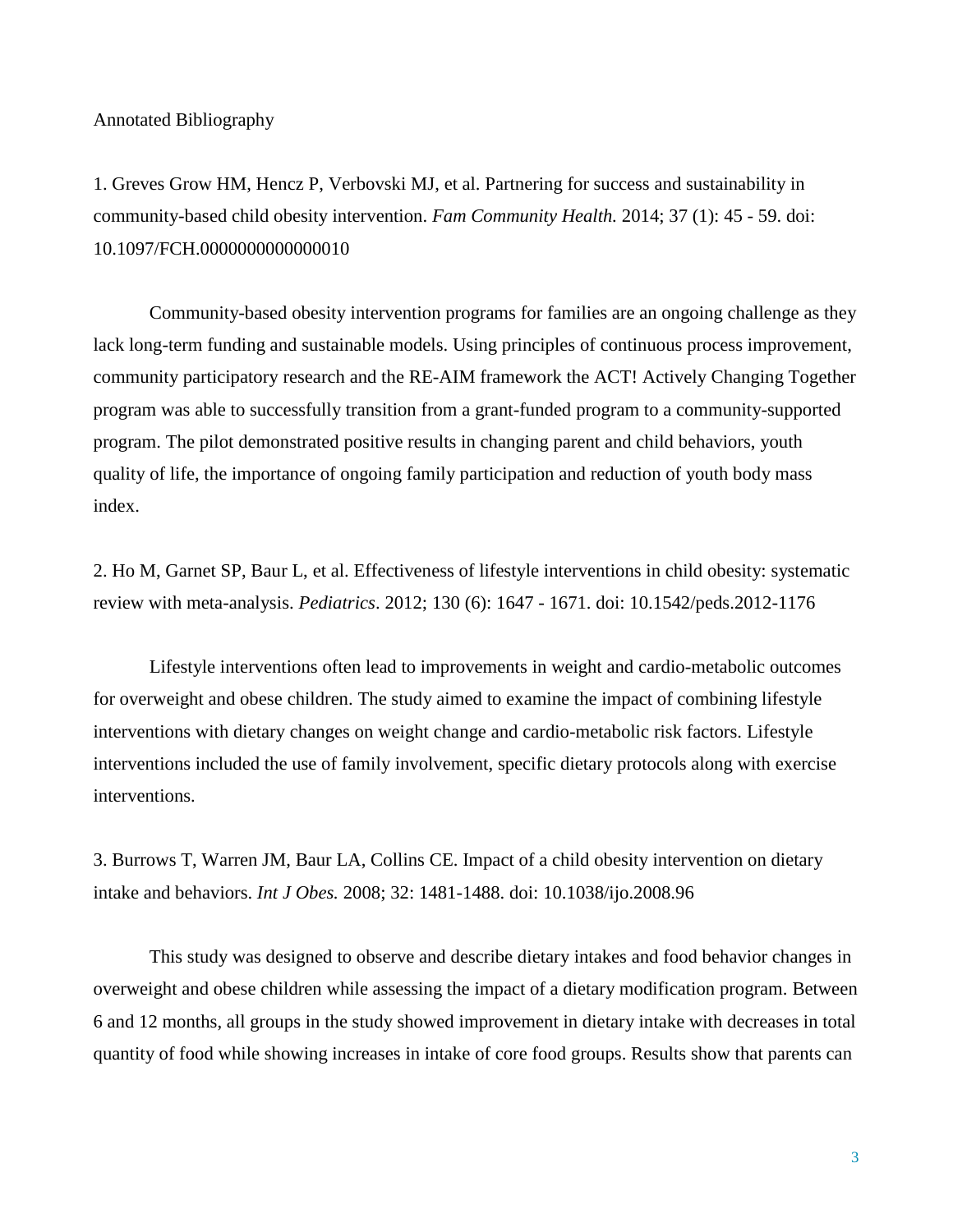Annotated Bibliography

1. Greves Grow HM, Hencz P, Verbovski MJ, et al. Partnering for success and sustainability in community-based child obesity intervention. *Fam Community Health.* 2014; 37 (1): 45 - 59. doi: 10.1097/FCH.0000000000000010

Community-based obesity intervention programs for families are an ongoing challenge as they lack long-term funding and sustainable models. Using principles of continuous process improvement, community participatory research and the RE-AIM framework the ACT! Actively Changing Together program was able to successfully transition from a grant-funded program to a community-supported program. The pilot demonstrated positive results in changing parent and child behaviors, youth quality of life, the importance of ongoing family participation and reduction of youth body mass index.

2. Ho M, Garnet SP, Baur L, et al. Effectiveness of lifestyle interventions in child obesity: systematic review with meta-analysis. *Pediatrics*. 2012; 130 (6): 1647 - 1671. doi: 10.1542/peds.2012-1176

Lifestyle interventions often lead to improvements in weight and cardio-metabolic outcomes for overweight and obese children. The study aimed to examine the impact of combining lifestyle interventions with dietary changes on weight change and cardio-metabolic risk factors. Lifestyle interventions included the use of family involvement, specific dietary protocols along with exercise interventions.

3. Burrows T, Warren JM, Baur LA, Collins CE. Impact of a child obesity intervention on dietary intake and behaviors. *Int J Obes.* 2008; 32: 1481-1488. doi: 10.1038/ijo.2008.96

This study was designed to observe and describe dietary intakes and food behavior changes in overweight and obese children while assessing the impact of a dietary modification program. Between 6 and 12 months, all groups in the study showed improvement in dietary intake with decreases in total quantity of food while showing increases in intake of core food groups. Results show that parents can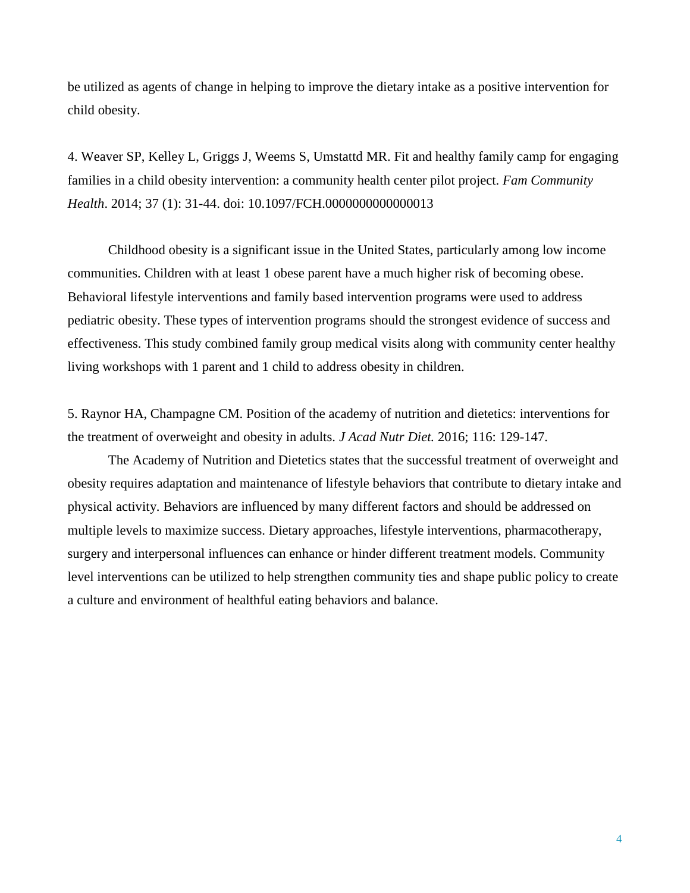be utilized as agents of change in helping to improve the dietary intake as a positive intervention for child obesity.

4. Weaver SP, Kelley L, Griggs J, Weems S, Umstattd MR. Fit and healthy family camp for engaging families in a child obesity intervention: a community health center pilot project. *Fam Community Health*. 2014; 37 (1): 31-44. doi: 10.1097/FCH.0000000000000013

Childhood obesity is a significant issue in the United States, particularly among low income communities. Children with at least 1 obese parent have a much higher risk of becoming obese. Behavioral lifestyle interventions and family based intervention programs were used to address pediatric obesity. These types of intervention programs should the strongest evidence of success and effectiveness. This study combined family group medical visits along with community center healthy living workshops with 1 parent and 1 child to address obesity in children.

5. Raynor HA, Champagne CM. Position of the academy of nutrition and dietetics: interventions for the treatment of overweight and obesity in adults. *J Acad Nutr Diet.* 2016; 116: 129-147.

The Academy of Nutrition and Dietetics states that the successful treatment of overweight and obesity requires adaptation and maintenance of lifestyle behaviors that contribute to dietary intake and physical activity. Behaviors are influenced by many different factors and should be addressed on multiple levels to maximize success. Dietary approaches, lifestyle interventions, pharmacotherapy, surgery and interpersonal influences can enhance or hinder different treatment models. Community level interventions can be utilized to help strengthen community ties and shape public policy to create a culture and environment of healthful eating behaviors and balance.